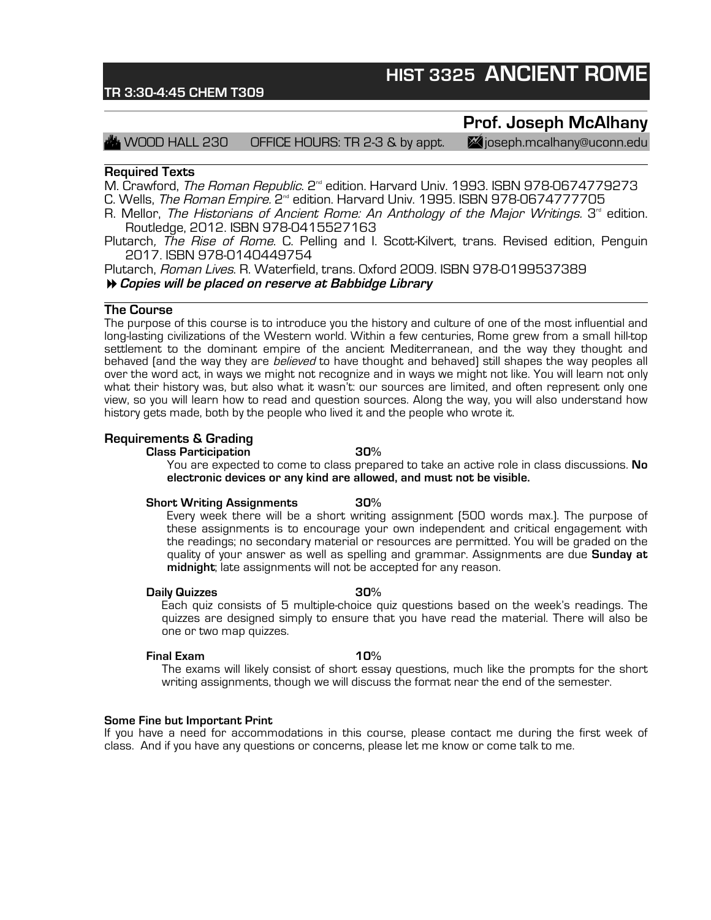# HIST 3325 ANCIENT ROME

**TR 3:30-4:45 CHEM T309**

## Prof. Joseph McAlhany

WOOD HALL 230 OFFICE HOURS: TR 2-3 & by appt. joseph.mcalhany@uconn.edu

### Required Texts

M. Crawford, *The Roman Republic*. 2nd edition. Harvard Univ. 1993. ISBN 978-0674779273

C. Wells, *The Roman Empire.* 2nd edition. Harvard Univ. 1995. ISBN 978-0674777705

R. Mellor, *The Historians of Ancient Rome: An Anthology of the Major Writings*. 3rd edition. Routledge, 2012. ISBN 978-0415527163

Plutarch, *The Rise of Rome*. C. Pelling and I. Scott-Kilvert, trans. Revised edition, Penguin 2017. ISBN 978-0140449754

Plutarch, *Roman Lives*. R. Waterfield, trans. Oxford 2009. ISBN 978-0199537389

***Copies will be placed on reserve at Babbidge Library***

### The Course

The purpose of this course is to introduce you the history and culture of one of the most influential and long-lasting civilizations of the Western world. Within a few centuries, Rome grew from a small hill-top settlement to the dominant empire of the ancient Mediterranean, and the way they thought and behaved (and the way they are *believed* to have thought and behaved) still shapes the way peoples all over the word act, in ways we might not recognize and in ways we might not like. You will learn not only what their history was, but also what it wasn't: our sources are limited, and often represent only one view, so you will learn how to read and question sources. Along the way, you will also understand how history gets made, both by the people who lived it and the people who wrote it.

### Requirements & Grading

**Class Participation** **30%**

You are expected to come to class prepared to take an active role in class discussions. **No electronic devices or any kind are allowed, and must not be visible.**

**Short Writing Assignments** **30%**

Every week there will be a short writing assignment (500 words max.). The purpose of these assignments is to encourage your own independent and critical engagement with the readings; no secondary material or resources are permitted. You will be graded on the quality of your answer as well as spelling and grammar. Assignments are due **Sunday at midnight**; late assignments will not be accepted for any reason.

**Daily Quizzes** **30%**

Each quiz consists of 5 multiple-choice quiz questions based on the week's readings. The quizzes are designed simply to ensure that you have read the material. There will also be one or two map quizzes.

**Final Exam** **10%**

The exams will likely consist of short essay questions, much like the prompts for the short writing assignments, though we will discuss the format near the end of the semester.

#### Some Fine but Important Print

If you have a need for accommodations in this course, please contact me during the first week of class. And if you have any questions or concerns, please let me know or come talk to me.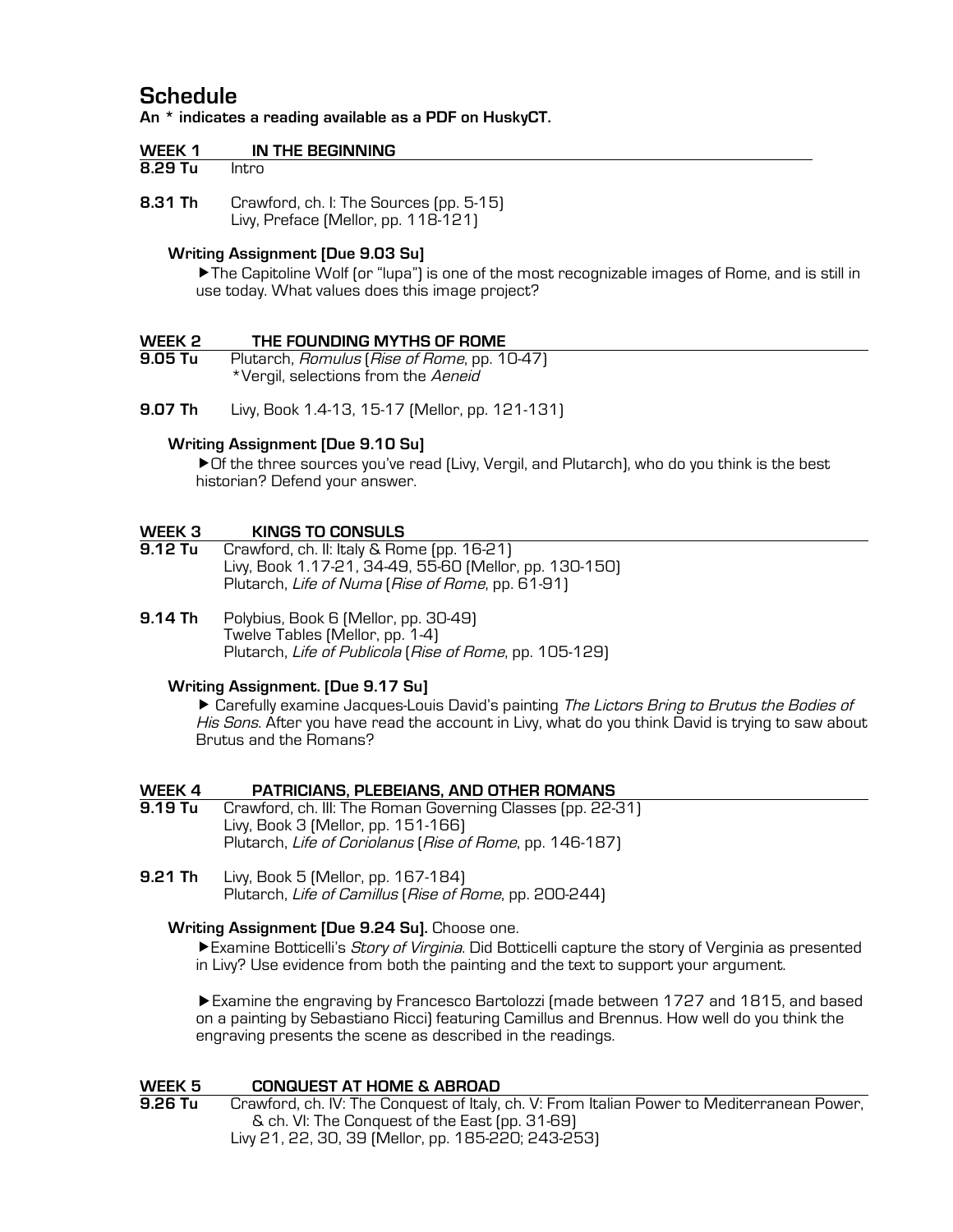## Schedule

**An * indicates a reading available as a PDF on HuskyCT.**

### WEEK 1 IN THE BEGINNING

**8.29 Tu** Intro

**8.31 Th** Crawford, ch. I: The Sources (pp. 5-15)
Livy, Preface (Mellor, pp. 118-121)

**Writing Assignment [Due 9.03 Su]**

▶The Capitoline Wolf (or "lupa") is one of the most recognizable images of Rome, and is still in use today. What values does this image project?

### WEEK 2 THE FOUNDING MYTHS OF ROME

**9.05 Tu** Plutarch, *Romulus* (*Rise of Rome*, pp. 10-47)
*Vergil, selections from the *Aeneid*

**9.07 Th** Livy, Book 1.4-13, 15-17 (Mellor, pp. 121-131)

**Writing Assignment [Due 9.10 Su]**

▶Of the three sources you've read (Livy, Vergil, and Plutarch), who do you think is the best historian? Defend your answer.

### WEEK 3 KINGS TO CONSULS

**9.12 Tu** Crawford, ch. II: Italy & Rome (pp. 16-21)
Livy, Book 1.17-21, 34-49, 55-60 (Mellor, pp. 130-150)
Plutarch, *Life of Numa* (*Rise of Rome*, pp. 61-91)

**9.14 Th** Polybius, Book 6 (Mellor, pp. 30-49)
Twelve Tables (Mellor, pp. 1-4)
Plutarch, *Life of Publicola* (*Rise of Rome*, pp. 105-129)

**Writing Assignment. [Due 9.17 Su]**

▶ Carefully examine Jacques-Louis David's painting *The Lictors Bring to Brutus the Bodies of His Sons*. After you have read the account in Livy, what do you think David is trying to saw about Brutus and the Romans?

### WEEK 4 PATRICIANS, PLEBEIANS, AND OTHER ROMANS

**9.19 Tu** Crawford, ch. III: The Roman Governing Classes (pp. 22-31)
Livy, Book 3 (Mellor, pp. 151-166)
Plutarch, *Life of Coriolanus* (*Rise of Rome*, pp. 146-187)

**9.21 Th** Livy, Book 5 (Mellor, pp. 167-184)
Plutarch, *Life of Camillus* (*Rise of Rome*, pp. 200-244)

**Writing Assignment [Due 9.24 Su].** Choose one.

▶Examine Botticelli's *Story of Virginia*. Did Botticelli capture the story of Verginia as presented in Livy? Use evidence from both the painting and the text to support your argument.

▶Examine the engraving by Francesco Bartolozzi (made between 1727 and 1815, and based on a painting by Sebastiano Ricci) featuring Camillus and Brennus. How well do you think the engraving presents the scene as described in the readings.

### WEEK 5 CONQUEST AT HOME & ABROAD

**9.26 Tu** Crawford, ch. IV: The Conquest of Italy, ch. V: From Italian Power to Mediterranean Power, & ch. VI: The Conquest of the East (pp. 31-69)
Livy 21, 22, 30, 39 (Mellor, pp. 185-220; 243-253)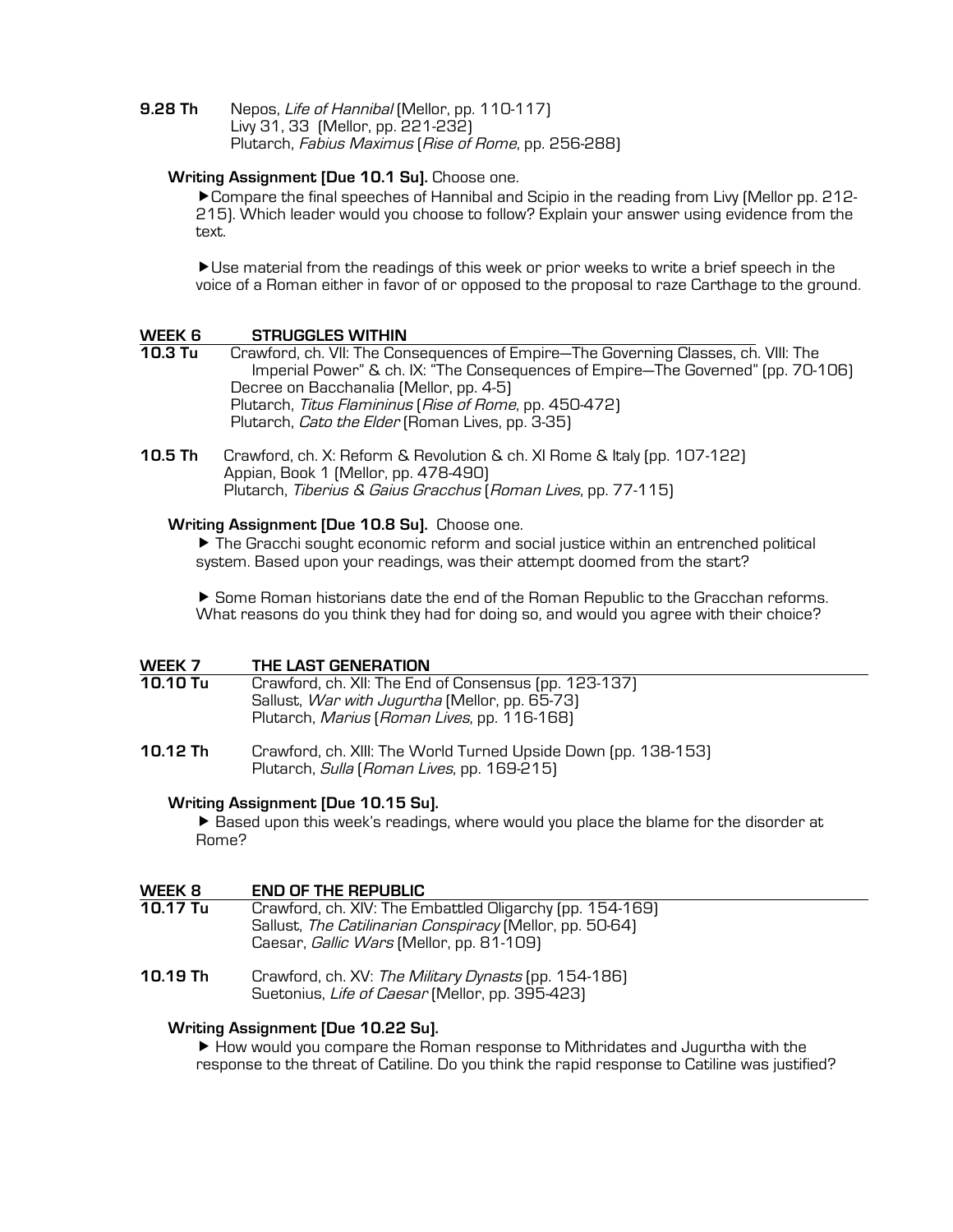**9.28 Th** Nepos, *Life of Hannibal* (Mellor, pp. 110-117)
Livy 31, 33 (Mellor, pp. 221-232)
Plutarch, *Fabius Maximus* (*Rise of Rome*, pp. 256-288)

**Writing Assignment [Due 10.1 Su].** Choose one.

▶Compare the final speeches of Hannibal and Scipio in the reading from Livy (Mellor pp. 212-215). Which leader would you choose to follow? Explain your answer using evidence from the text.

▶Use material from the readings of this week or prior weeks to write a brief speech in the voice of a Roman either in favor of or opposed to the proposal to raze Carthage to the ground.

## WEEK 6 STRUGGLES WITHIN

**10.3 Tu** Crawford, ch. VII: The Consequences of Empire—The Governing Classes, ch. VIII: The Imperial Power" & ch. IX: "The Consequences of Empire—The Governed" (pp. 70-106)
Decree on Bacchanalia (Mellor, pp. 4-5)
Plutarch, *Titus Flamininus* (*Rise of Rome*, pp. 450-472)
Plutarch, *Cato the Elder* (Roman Lives, pp. 3-35)

**10.5 Th** Crawford, ch. X: Reform & Revolution & ch. XI Rome & Italy (pp. 107-122)
Appian, Book 1 (Mellor, pp. 478-490)
Plutarch, *Tiberius & Gaius Gracchus* (*Roman Lives*, pp. 77-115)

**Writing Assignment [Due 10.8 Su].** Choose one.

▶ The Gracchi sought economic reform and social justice within an entrenched political system. Based upon your readings, was their attempt doomed from the start?

▶ Some Roman historians date the end of the Roman Republic to the Gracchan reforms. What reasons do you think they had for doing so, and would you agree with their choice?

## WEEK 7 THE LAST GENERATION

**10.10 Tu** Crawford, ch. XII: The End of Consensus (pp. 123-137)
Sallust, *War with Jugurtha* (Mellor, pp. 65-73)
Plutarch, *Marius* (*Roman Lives*, pp. 116-168)

**10.12 Th** Crawford, ch. XIII: The World Turned Upside Down (pp. 138-153)
Plutarch, *Sulla* (*Roman Lives*, pp. 169-215)

**Writing Assignment [Due 10.15 Su].**

▶ Based upon this week's readings, where would you place the blame for the disorder at Rome?

## WEEK 8 END OF THE REPUBLIC

**10.17 Tu** Crawford, ch. XIV: The Embattled Oligarchy (pp. 154-169)
Sallust, *The Catilinarian Conspiracy* (Mellor, pp. 50-64)
Caesar, *Gallic Wars* (Mellor, pp. 81-109)

**10.19 Th** Crawford, ch. XV: *The Military Dynasts* (pp. 154-186)
Suetonius, *Life of Caesar* (Mellor, pp. 395-423)

**Writing Assignment [Due 10.22 Su].**

▶ How would you compare the Roman response to Mithridates and Jugurtha with the response to the threat of Catiline. Do you think the rapid response to Catiline was justified?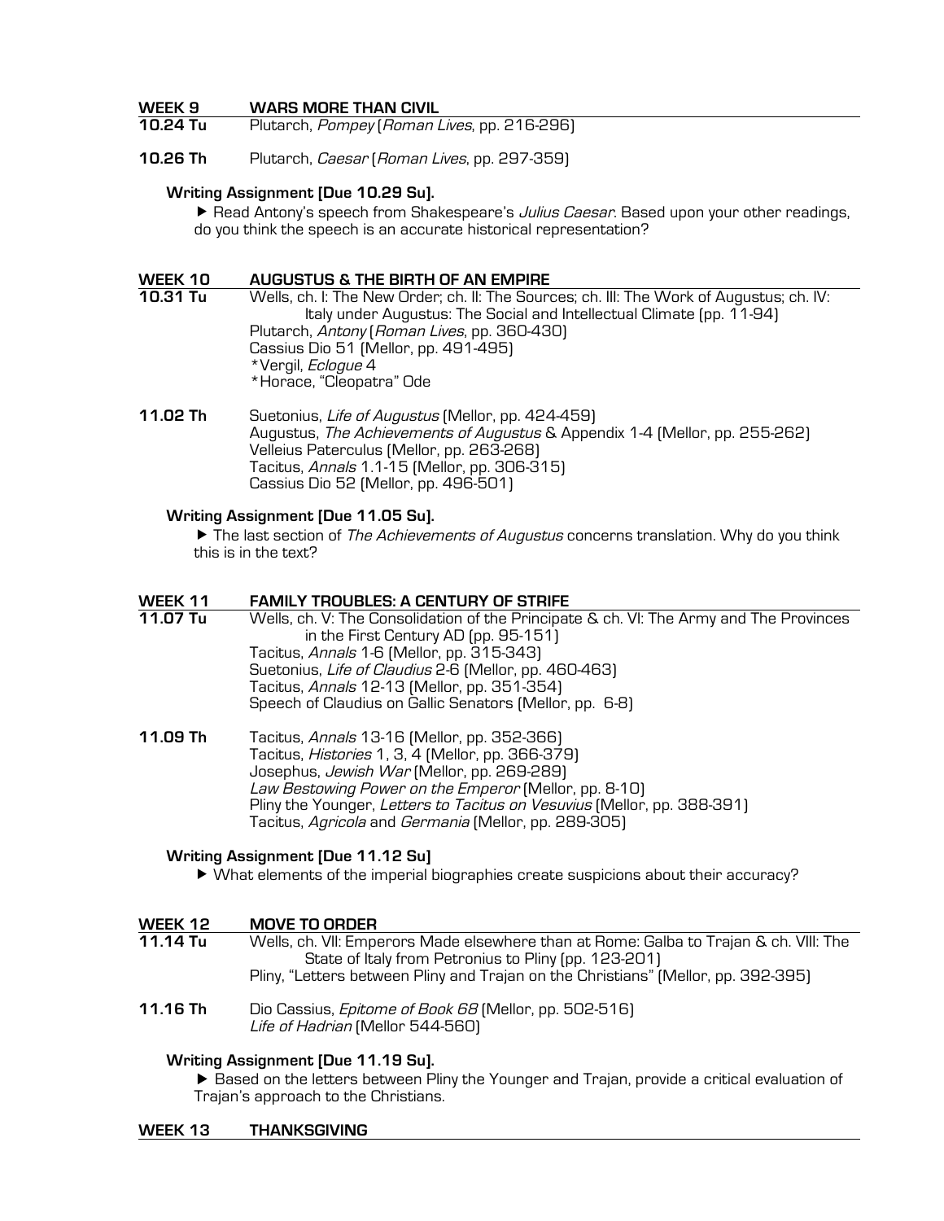## WEEK 9 WARS MORE THAN CIVIL

**10.24 Tu** Plutarch, *Pompey* (*Roman Lives*, pp. 216-296)

**10.26 Th** Plutarch, *Caesar* (*Roman Lives*, pp. 297-359)

**Writing Assignment [Due 10.29 Su].**

▶ Read Antony's speech from Shakespeare's *Julius Caesar*. Based upon your other readings, do you think the speech is an accurate historical representation?

## WEEK 10 AUGUSTUS & THE BIRTH OF AN EMPIRE

**10.31 Tu** Wells, ch. I: The New Order; ch. II: The Sources; ch. III: The Work of Augustus; ch. IV: Italy under Augustus: The Social and Intellectual Climate (pp. 11-94)
Plutarch, *Antony* (*Roman Lives*, pp. 360-430)
Cassius Dio 51 (Mellor, pp. 491-495)
*Vergil, *Eclogue* 4
*Horace, "Cleopatra" Ode

**11.02 Th** Suetonius, *Life of Augustus* (Mellor, pp. 424-459)
Augustus, *The Achievements of Augustus* & Appendix 1-4 (Mellor, pp. 255-262)
Velleius Paterculus (Mellor, pp. 263-268)
Tacitus, *Annals* 1.1-15 (Mellor, pp. 306-315)
Cassius Dio 52 (Mellor, pp. 496-501)

**Writing Assignment [Due 11.05 Su].**

▶ The last section of *The Achievements of Augustus* concerns translation. Why do you think this is in the text?

## WEEK 11 FAMILY TROUBLES: A CENTURY OF STRIFE

**11.07 Tu** Wells, ch. V: The Consolidation of the Principate & ch. VI: The Army and The Provinces in the First Century AD (pp. 95-151)
Tacitus, *Annals* 1-6 (Mellor, pp. 315-343)
Suetonius, *Life of Claudius* 2-6 (Mellor, pp. 460-463)
Tacitus, *Annals* 12-13 (Mellor, pp. 351-354)
Speech of Claudius on Gallic Senators (Mellor, pp. 6-8)

**11.09 Th** Tacitus, *Annals* 13-16 (Mellor, pp. 352-366)
Tacitus, *Histories* 1, 3, 4 (Mellor, pp. 366-379)
Josephus, *Jewish War* (Mellor, pp. 269-289)
*Law Bestowing Power on the Emperor* (Mellor, pp. 8-10)
Pliny the Younger, *Letters to Tacitus on Vesuvius* (Mellor, pp. 388-391)
Tacitus, *Agricola* and *Germania* (Mellor, pp. 289-305)

**Writing Assignment [Due 11.12 Su]**

▶ What elements of the imperial biographies create suspicions about their accuracy?

## WEEK 12 MOVE TO ORDER

**11.14 Tu** Wells, ch. VII: Emperors Made elsewhere than at Rome: Galba to Trajan & ch. VIII: The State of Italy from Petronius to Pliny (pp. 123-201)
Pliny, "Letters between Pliny and Trajan on the Christians" (Mellor, pp. 392-395)

**11.16 Th** Dio Cassius, *Epitome of Book 68* (Mellor, pp. 502-516)
*Life of Hadrian* (Mellor 544-560)

**Writing Assignment [Due 11.19 Su].**

▶ Based on the letters between Pliny the Younger and Trajan, provide a critical evaluation of Trajan's approach to the Christians.

## WEEK 13 THANKSGIVING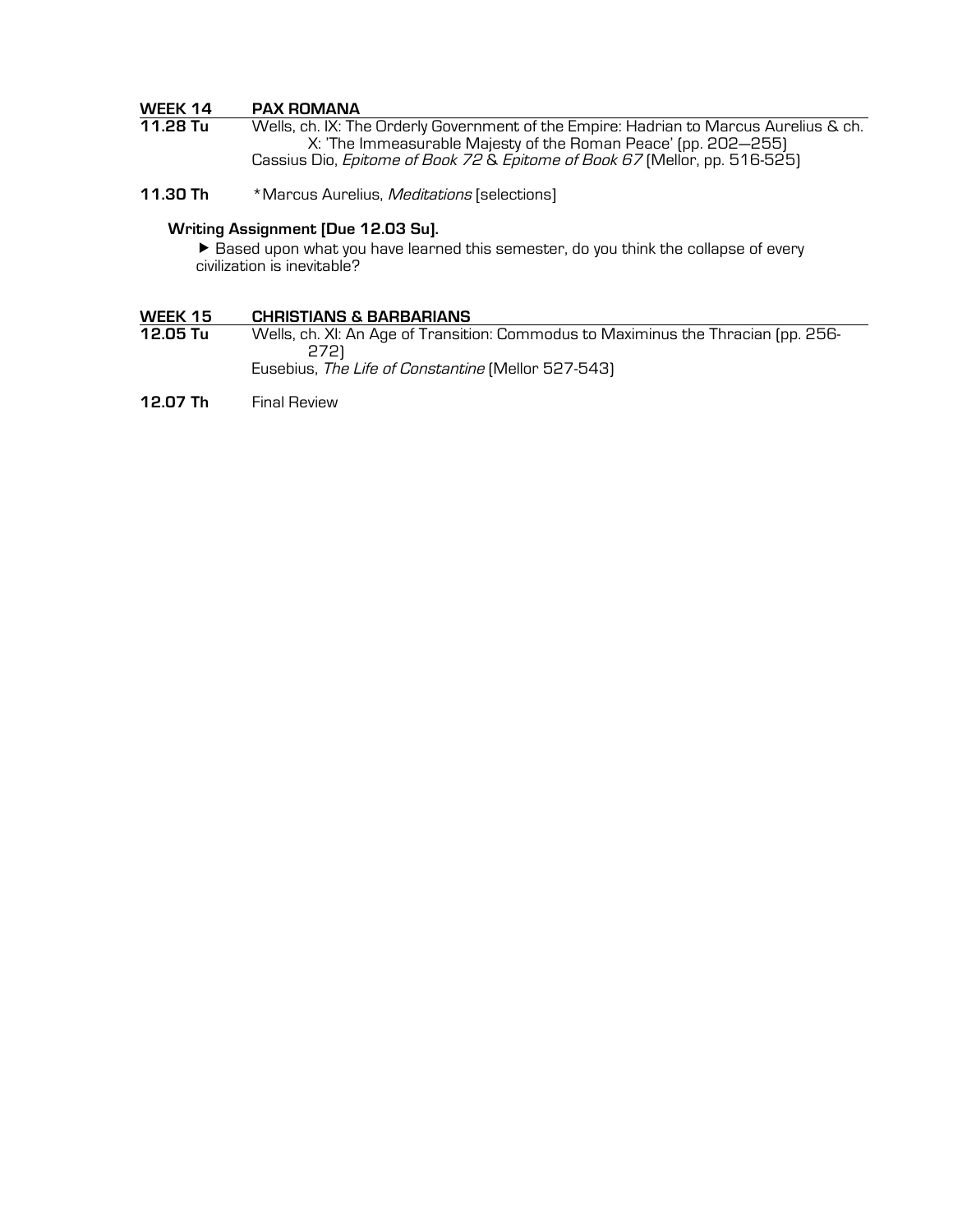## WEEK 14 PAX ROMANA

**11.28 Tu** Wells, ch. IX: The Orderly Government of the Empire: Hadrian to Marcus Aurelius & ch. X: 'The Immeasurable Majesty of the Roman Peace' (pp. 202—255)
Cassius Dio, *Epitome of Book 72* & *Epitome of Book 67* (Mellor, pp. 516-525)

**11.30 Th** *Marcus Aurelius, *Meditations* [selections]

**Writing Assignment [Due 12.03 Su].**

▶ Based upon what you have learned this semester, do you think the collapse of every civilization is inevitable?

## WEEK 15 CHRISTIANS & BARBARIANS

**12.05 Tu** Wells, ch. XI: An Age of Transition: Commodus to Maximinus the Thracian (pp. 256-272)
Eusebius, *The Life of Constantine* (Mellor 527-543)

**12.07 Th** Final Review